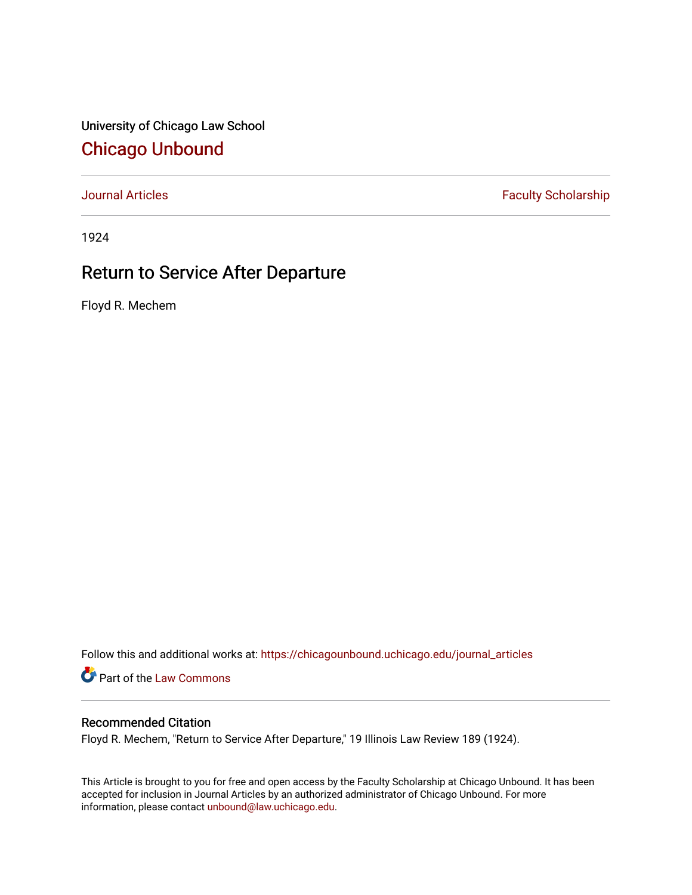University of Chicago Law School

# Chicago Unbound

Journal Articles | Faculty Scholarship

1924

## Return to Service After Departure

Floyd R. Mechem

Follow this and additional works at: https://chicagounbound.uchicago.edu/journal_articles

Part of the Law Commons

### Recommended Citation

Floyd R. Mechem, "Return to Service After Departure," 19 Illinois Law Review 189 (1924).

This Article is brought to you for free and open access by the Faculty Scholarship at Chicago Unbound. It has been accepted for inclusion in Journal Articles by an authorized administrator of Chicago Unbound. For more information, please contact unbound@law.uchicago.edu.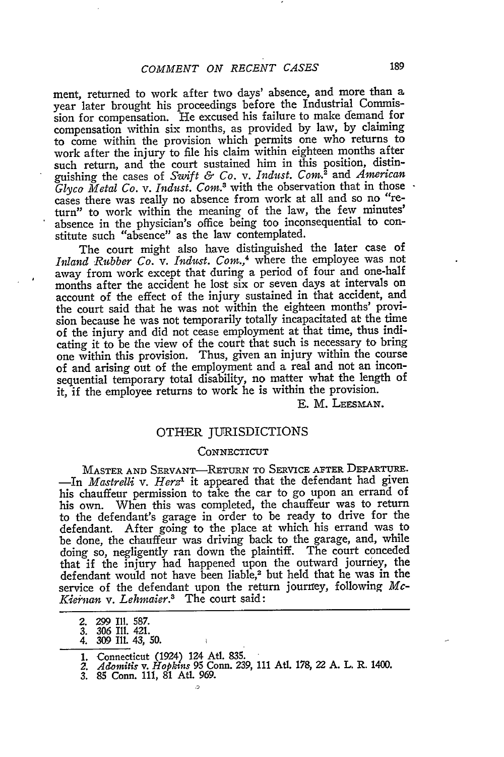ment, returned to work after two days' absence, and more than a year later brought his proceedings before the Industrial Commission for compensation. He excused his failure to make demand for compensation within six months, as provided by law, by claiming to come within the provision which permits one who returns to work after the injury to file his claim within eighteen months after such return, and the court sustained him in this position, distinguishing the cases of *Swift & Co.* v. *Indust. Com.*[2] and *American Glyco Metal Co.* v. *Indust. Com.*[3] with the observation that in those cases there was really no absence from work at all and so no "return" to work within the meaning of the law, the few minutes' absence in the physician's office being too inconsequential to constitute such "absence" as the law contemplated.

The court might also have distinguished the later case of *Inland Rubber Co.* v. *Indust. Com.*,[4] where the employee was not away from work except that during a period of four and one-half months after the accident he lost six or seven days at intervals on account of the effect of the injury sustained in that accident, and the court said that he was not within the eighteen months' provision because he was not temporarily totally incapacitated at the time of the injury and did not cease employment at that time, thus indicating it to be the view of the court that such is necessary to bring one within this provision. Thus, given an injury within the course of and arising out of the employment and a real and not an inconsequential temporary total disability, no matter what the length of it, if the employee returns to work he is within the provision.

E. M. LEESMAN.

## OTHER JURISDICTIONS

### CONNECTICUT

MASTER AND SERVANT—RETURN TO SERVICE AFTER DEPARTURE.—In *Mastrelli* v. *Herz*[1] it appeared that the defendant had given his chauffeur permission to take the car to go upon an errand of his own. When this was completed, the chauffeur was to return to the defendant's garage in order to be ready to drive for the defendant. After going to the place at which his errand was to be done, the chauffeur was driving back to the garage, and, while doing so, negligently ran down the plaintiff. The court conceded that if the injury had happened upon the outward journey, the defendant would not have been liable,[2] but held that he was in the service of the defendant upon the return journey, following *McKiernan* v. *Lehmaier*.[3] The court said:

---

2. 299 Ill. 587.
3. 306 Ill. 421.
4. 309 Ill. 43, 50.

---

1. Connecticut (1924) 124 Atl. 835.
2. *Adomitis* v. *Hopkins* 95 Conn. 239, 111 Atl. 178, 22 A. L. R. 1400.
3. 85 Conn. 111, 81 Atl. 969.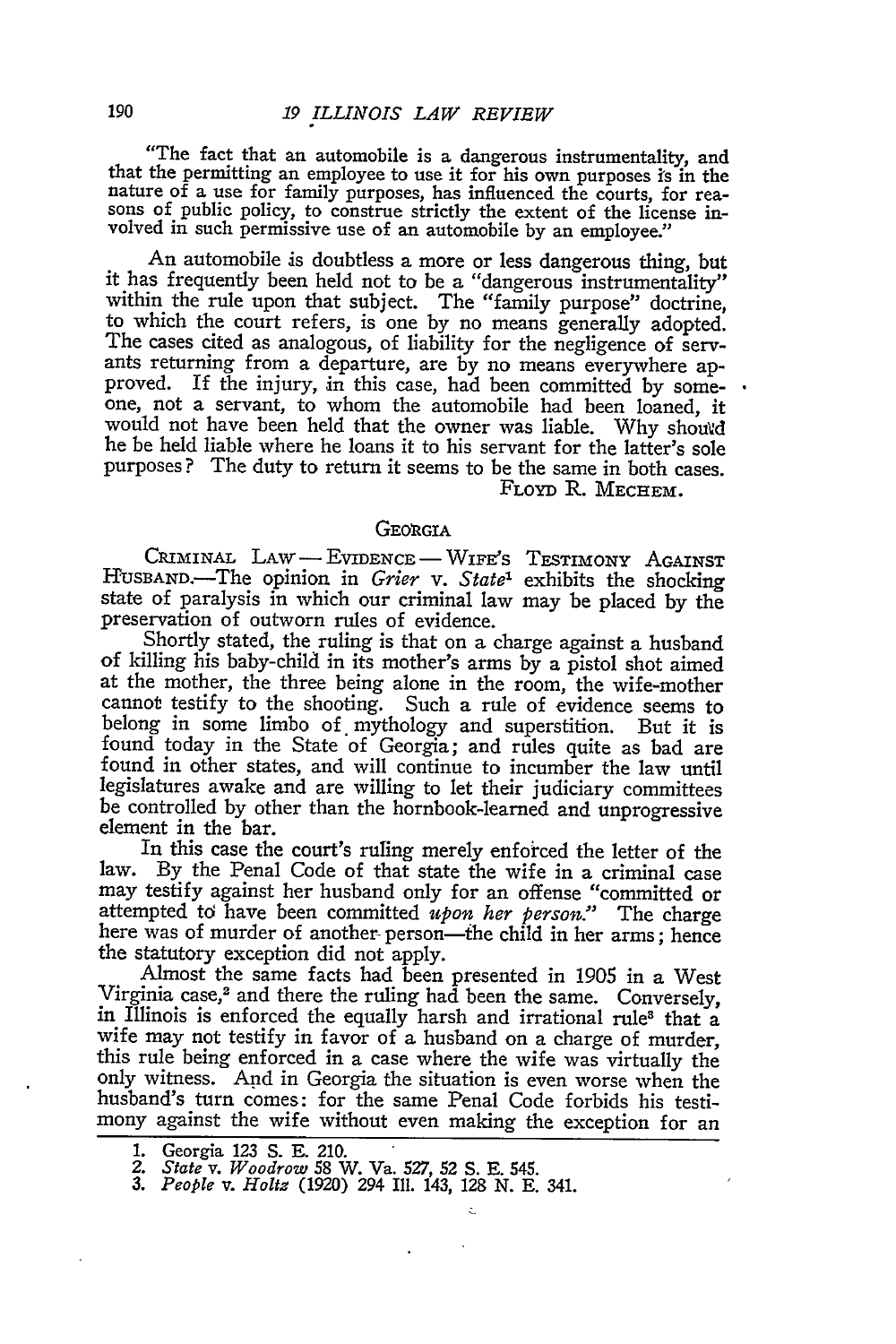"The fact that an automobile is a dangerous instrumentality, and that the permitting an employee to use it for his own purposes is in the nature of a use for family purposes, has influenced the courts, for reasons of public policy, to construe strictly the extent of the license involved in such permissive use of an automobile by an employee."

An automobile is doubtless a more or less dangerous thing, but it has frequently been held not to be a "dangerous instrumentality" within the rule upon that subject. The "family purpose" doctrine, to which the court refers, is one by no means generally adopted. The cases cited as analogous, of liability for the negligence of servants returning from a departure, are by no means everywhere approved. If the injury, in this case, had been committed by someone, not a servant, to whom the automobile had been loaned, it would not have been held that the owner was liable. Why should he be held liable where he loans it to his servant for the latter's sole purposes? The duty to return it seems to be the same in both cases.

FLOYD R. MECHEM.

## GEORGIA

CRIMINAL LAW — EVIDENCE — WIFE'S TESTIMONY AGAINST HUSBAND.—The opinion in *Grier* v. *State*[1] exhibits the shocking state of paralysis in which our criminal law may be placed by the preservation of outworn rules of evidence.

Shortly stated, the ruling is that on a charge against a husband of killing his baby-child in its mother's arms by a pistol shot aimed at the mother, the three being alone in the room, the wife-mother cannot testify to the shooting. Such a rule of evidence seems to belong in some limbo of mythology and superstition. But it is found today in the State of Georgia; and rules quite as bad are found in other states, and will continue to incumber the law until legislatures awake and are willing to let their judiciary committees be controlled by other than the hornbook-learned and unprogressive element in the bar.

In this case the court's ruling merely enforced the letter of the law. By the Penal Code of that state the wife in a criminal case may testify against her husband only for an offense "committed or attempted to have been committed *upon her person*." The charge here was of murder of another person—the child in her arms; hence the statutory exception did not apply.

Almost the same facts had been presented in 1905 in a West Virginia case,[2] and there the ruling had been the same. Conversely, in Illinois is enforced the equally harsh and irrational rule[3] that a wife may not testify in favor of a husband on a charge of murder, this rule being enforced in a case where the wife was virtually the only witness. And in Georgia the situation is even worse when the husband's turn comes: for the same Penal Code forbids his testimony against the wife without even making the exception for an

1. Georgia 123 S. E. 210.
2. *State* v. *Woodrow* 58 W. Va. 527, 52 S. E. 545.
3. *People* v. *Holtz* (1920) 294 Ill. 143, 128 N. E. 341.